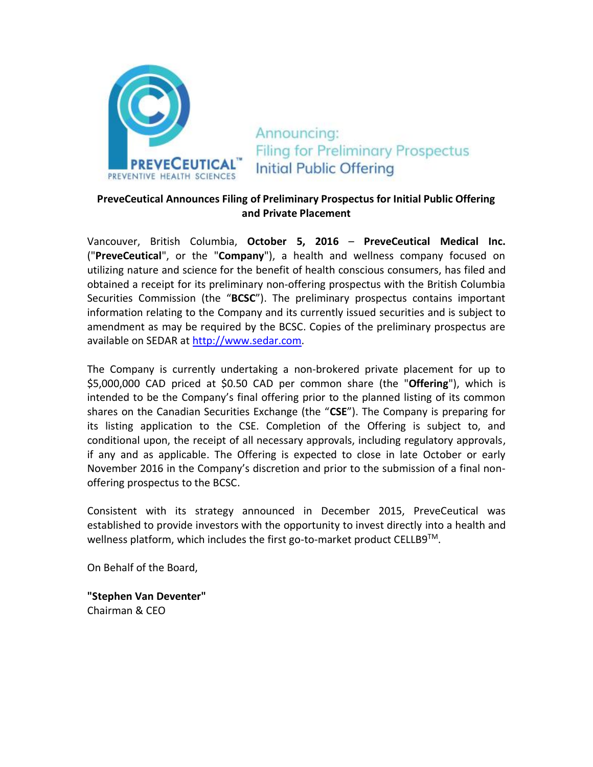PREVECEUTICAL™
PREVENTIVE HEALTH SCIENCES

Announcing:
Filing for Preliminary Prospectus
Initial Public Offering

**PreveCeutical Announces Filing of Preliminary Prospectus for Initial Public Offering and Private Placement**

Vancouver, British Columbia, **October 5, 2016** – **PreveCeutical Medical Inc.** ("**PreveCeutical**", or the "**Company**"), a health and wellness company focused on utilizing nature and science for the benefit of health conscious consumers, has filed and obtained a receipt for its preliminary non-offering prospectus with the British Columbia Securities Commission (the "**BCSC**"). The preliminary prospectus contains important information relating to the Company and its currently issued securities and is subject to amendment as may be required by the BCSC. Copies of the preliminary prospectus are available on SEDAR at http://www.sedar.com.

The Company is currently undertaking a non-brokered private placement for up to $5,000,000 CAD priced at $0.50 CAD per common share (the "**Offering**"), which is intended to be the Company's final offering prior to the planned listing of its common shares on the Canadian Securities Exchange (the "**CSE**"). The Company is preparing for its listing application to the CSE. Completion of the Offering is subject to, and conditional upon, the receipt of all necessary approvals, including regulatory approvals, if any and as applicable. The Offering is expected to close in late October or early November 2016 in the Company's discretion and prior to the submission of a final non-offering prospectus to the BCSC.

Consistent with its strategy announced in December 2015, PreveCeutical was established to provide investors with the opportunity to invest directly into a health and wellness platform, which includes the first go-to-market product CELLB9™.

On Behalf of the Board,

**"Stephen Van Deventer"**
Chairman & CEO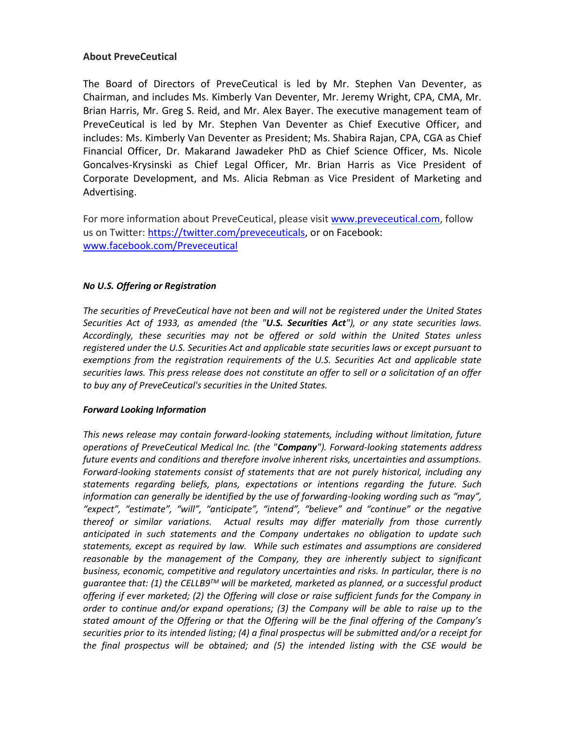### About PreveCeutical

The Board of Directors of PreveCeutical is led by Mr. Stephen Van Deventer, as Chairman, and includes Ms. Kimberly Van Deventer, Mr. Jeremy Wright, CPA, CMA, Mr. Brian Harris, Mr. Greg S. Reid, and Mr. Alex Bayer. The executive management team of PreveCeutical is led by Mr. Stephen Van Deventer as Chief Executive Officer, and includes: Ms. Kimberly Van Deventer as President; Ms. Shabira Rajan, CPA, CGA as Chief Financial Officer, Dr. Makarand Jawadeker PhD as Chief Science Officer, Ms. Nicole Goncalves-Krysinski as Chief Legal Officer, Mr. Brian Harris as Vice President of Corporate Development, and Ms. Alicia Rebman as Vice President of Marketing and Advertising.

For more information about PreveCeutical, please visit [www.preveceutical.com](www.preveceutical.com), follow us on Twitter: [https://twitter.com/preveceuticals](https://twitter.com/preveceuticals), or on Facebook: [www.facebook.com/Preveceutical](www.facebook.com/Preveceutical)

***No U.S. Offering or Registration***

*The securities of PreveCeutical have not been and will not be registered under the United States Securities Act of 1933, as amended (the "**U.S. Securities Act**"), or any state securities laws. Accordingly, these securities may not be offered or sold within the United States unless registered under the U.S. Securities Act and applicable state securities laws or except pursuant to exemptions from the registration requirements of the U.S. Securities Act and applicable state securities laws. This press release does not constitute an offer to sell or a solicitation of an offer to buy any of PreveCeutical's securities in the United States.*

***Forward Looking Information***

*This news release may contain forward-looking statements, including without limitation, future operations of PreveCeutical Medical Inc. (the "**Company**"). Forward-looking statements address future events and conditions and therefore involve inherent risks, uncertainties and assumptions. Forward-looking statements consist of statements that are not purely historical, including any statements regarding beliefs, plans, expectations or intentions regarding the future. Such information can generally be identified by the use of forwarding-looking wording such as "may", "expect", "estimate", "will", "anticipate", "intend", "believe" and "continue" or the negative thereof or similar variations. Actual results may differ materially from those currently anticipated in such statements and the Company undertakes no obligation to update such statements, except as required by law. While such estimates and assumptions are considered reasonable by the management of the Company, they are inherently subject to significant business, economic, competitive and regulatory uncertainties and risks. In particular, there is no guarantee that: (1) the CELLB9™ will be marketed, marketed as planned, or a successful product offering if ever marketed; (2) the Offering will close or raise sufficient funds for the Company in order to continue and/or expand operations; (3) the Company will be able to raise up to the stated amount of the Offering or that the Offering will be the final offering of the Company's securities prior to its intended listing; (4) a final prospectus will be submitted and/or a receipt for the final prospectus will be obtained; and (5) the intended listing with the CSE would be*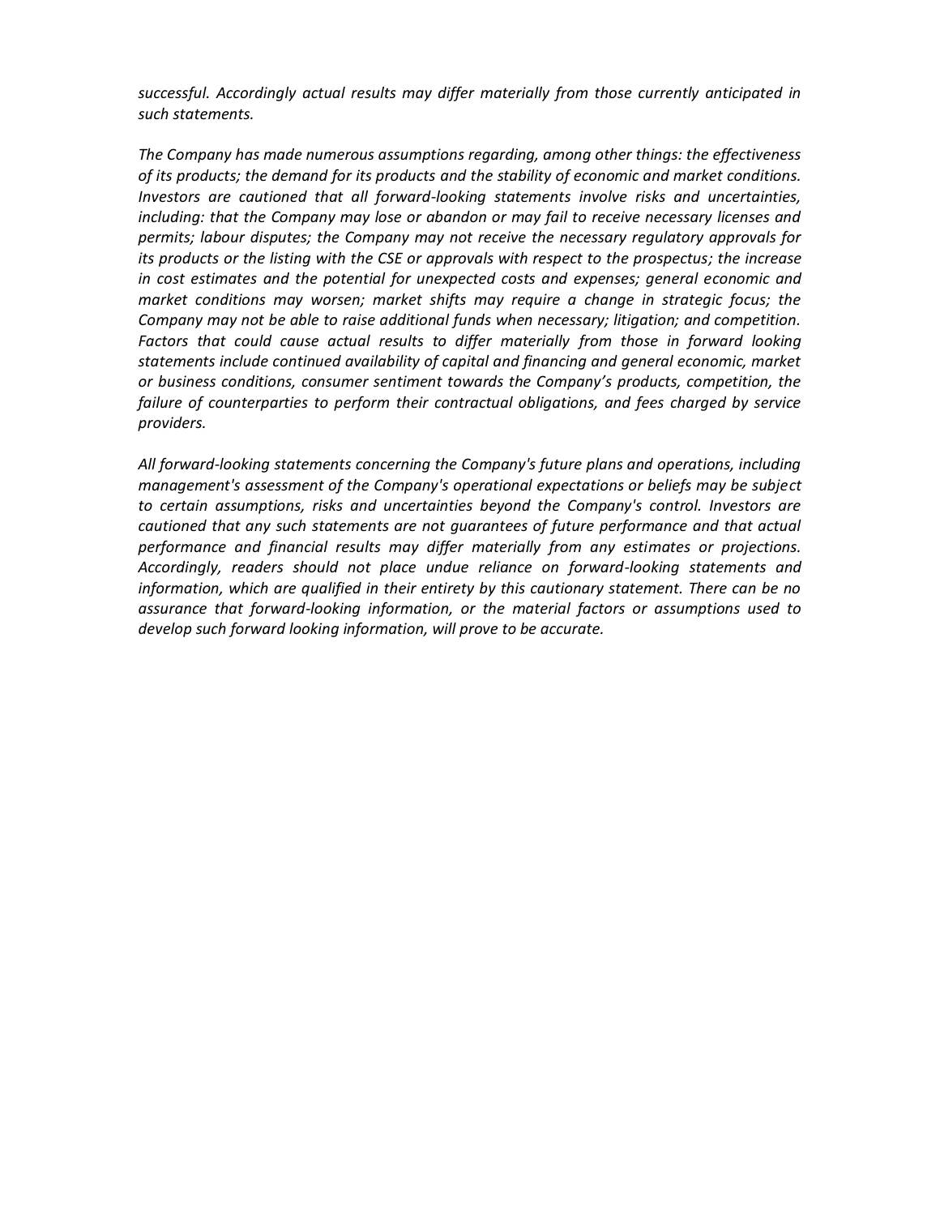*successful. Accordingly actual results may differ materially from those currently anticipated in such statements.*

*The Company has made numerous assumptions regarding, among other things: the effectiveness of its products; the demand for its products and the stability of economic and market conditions. Investors are cautioned that all forward-looking statements involve risks and uncertainties, including: that the Company may lose or abandon or may fail to receive necessary licenses and permits; labour disputes; the Company may not receive the necessary regulatory approvals for its products or the listing with the CSE or approvals with respect to the prospectus; the increase in cost estimates and the potential for unexpected costs and expenses; general economic and market conditions may worsen; market shifts may require a change in strategic focus; the Company may not be able to raise additional funds when necessary; litigation; and competition. Factors that could cause actual results to differ materially from those in forward looking statements include continued availability of capital and financing and general economic, market or business conditions, consumer sentiment towards the Company's products, competition, the failure of counterparties to perform their contractual obligations, and fees charged by service providers.*

*All forward-looking statements concerning the Company's future plans and operations, including management's assessment of the Company's operational expectations or beliefs may be subject to certain assumptions, risks and uncertainties beyond the Company's control. Investors are cautioned that any such statements are not guarantees of future performance and that actual performance and financial results may differ materially from any estimates or projections. Accordingly, readers should not place undue reliance on forward-looking statements and information, which are qualified in their entirety by this cautionary statement. There can be no assurance that forward-looking information, or the material factors or assumptions used to develop such forward looking information, will prove to be accurate.*